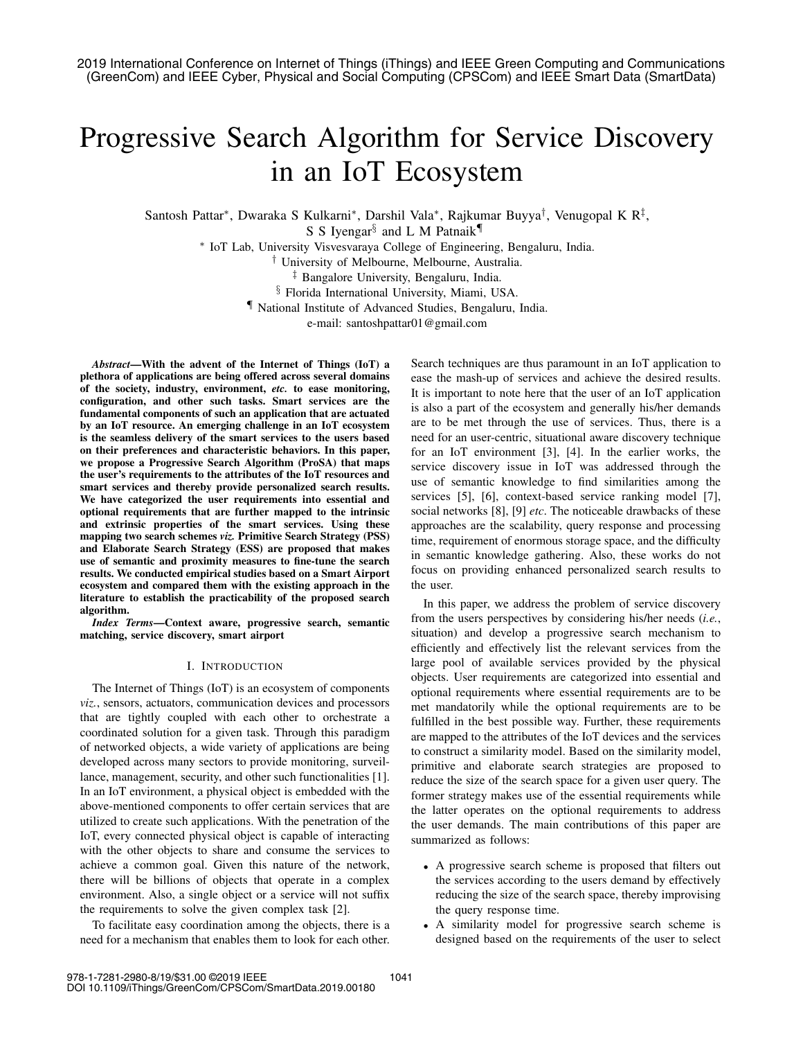# Progressive Search Algorithm for Service Discovery in an IoT Ecosystem

Santosh Pattar*, Dwaraka S Kulkarni*, Darshil Vala*, Rajkumar Buyya†, Venugopal K R‡, S S Iyengar§ and L M Patnaik¶

\* IoT Lab, University Visvesvaraya College of Engineering, Bengaluru, India.
† University of Melbourne, Melbourne, Australia.
‡ Bangalore University, Bengaluru, India.
§ Florida International University, Miami, USA.
¶ National Institute of Advanced Studies, Bengaluru, India.
e-mail: santoshpattar01@gmail.com

***Abstract*—With the advent of the Internet of Things (IoT) a plethora of applications are being offered across several domains of the society, industry, environment, *etc.* to ease monitoring, configuration, and other such tasks. Smart services are the fundamental components of such an application that are actuated by an IoT resource. An emerging challenge in an IoT ecosystem is the seamless delivery of the smart services to the users based on their preferences and characteristic behaviors. In this paper, we propose a Progressive Search Algorithm (ProSA) that maps the user's requirements to the attributes of the IoT resources and smart services and thereby provide personalized search results. We have categorized the user requirements into essential and optional requirements that are further mapped to the intrinsic and extrinsic properties of the smart services. Using these mapping two search schemes *viz.* Primitive Search Strategy (PSS) and Elaborate Search Strategy (ESS) are proposed that makes use of semantic and proximity measures to fine-tune the search results. We conducted empirical studies based on a Smart Airport ecosystem and compared them with the existing approach in the literature to establish the practicability of the proposed search algorithm.**

***Index Terms*—Context aware, progressive search, semantic matching, service discovery, smart airport**

## I. Introduction

The Internet of Things (IoT) is an ecosystem of components *viz.*, sensors, actuators, communication devices and processors that are tightly coupled with each other to orchestrate a coordinated solution for a given task. Through this paradigm of networked objects, a wide variety of applications are being developed across many sectors to provide monitoring, surveillance, management, security, and other such functionalities [1]. In an IoT environment, a physical object is embedded with the above-mentioned components to offer certain services that are utilized to create such applications. With the penetration of the IoT, every connected physical object is capable of interacting with the other objects to share and consume the services to achieve a common goal. Given this nature of the network, there will be billions of objects that operate in a complex environment. Also, a single object or a service will not suffix the requirements to solve the given complex task [2].

To facilitate easy coordination among the objects, there is a need for a mechanism that enables them to look for each other. Search techniques are thus paramount in an IoT application to ease the mash-up of services and achieve the desired results. It is important to note here that the user of an IoT application is also a part of the ecosystem and generally his/her demands are to be met through the use of services. Thus, there is a need for an user-centric, situational aware discovery technique for an IoT environment [3], [4]. In the earlier works, the service discovery issue in IoT was addressed through the use of semantic knowledge to find similarities among the services [5], [6], context-based service ranking model [7], social networks [8], [9] *etc*. The noticeable drawbacks of these approaches are the scalability, query response and processing time, requirement of enormous storage space, and the difficulty in semantic knowledge gathering. Also, these works do not focus on providing enhanced personalized search results to the user.

In this paper, we address the problem of service discovery from the users perspectives by considering his/her needs (*i.e.*, situation) and develop a progressive search mechanism to efficiently and effectively list the relevant services from the large pool of available services provided by the physical objects. User requirements are categorized into essential and optional requirements where essential requirements are to be met mandatorily while the optional requirements are to be fulfilled in the best possible way. Further, these requirements are mapped to the attributes of the IoT devices and the services to construct a similarity model. Based on the similarity model, primitive and elaborate search strategies are proposed to reduce the size of the search space for a given user query. The former strategy makes use of the essential requirements while the latter operates on the optional requirements to address the user demands. The main contributions of this paper are summarized as follows:

- A progressive search scheme is proposed that filters out the services according to the users demand by effectively reducing the size of the search space, thereby improvising the query response time.
- A similarity model for progressive search scheme is designed based on the requirements of the user to select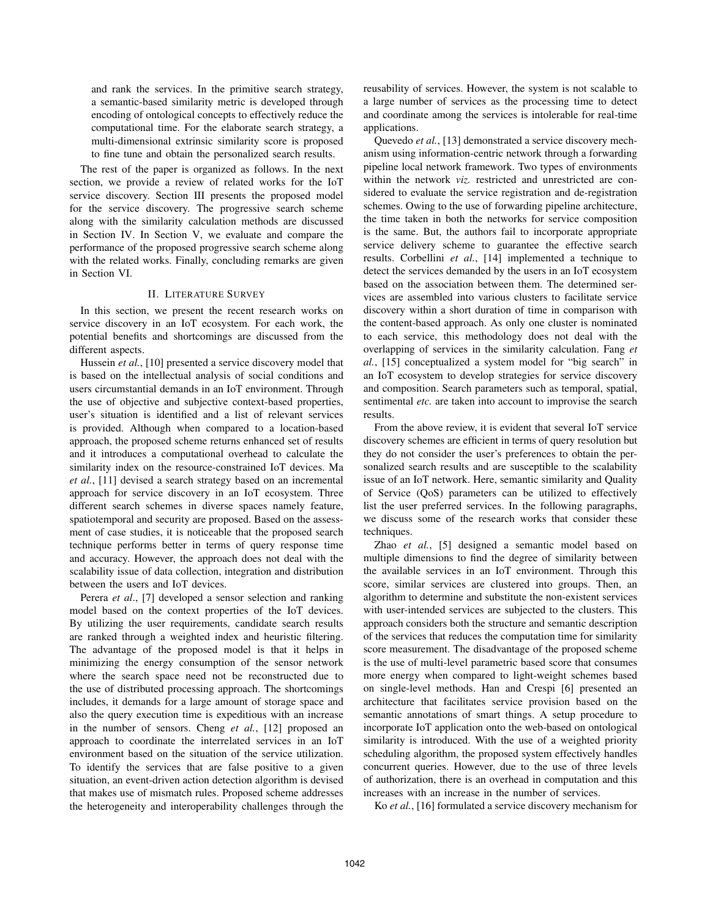and rank the services. In the primitive search strategy, a semantic-based similarity metric is developed through encoding of ontological concepts to effectively reduce the computational time. For the elaborate search strategy, a multi-dimensional extrinsic similarity score is proposed to fine tune and obtain the personalized search results.

The rest of the paper is organized as follows. In the next section, we provide a review of related works for the IoT service discovery. Section III presents the proposed model for the service discovery. The progressive search scheme along with the similarity calculation methods are discussed in Section IV. In Section V, we evaluate and compare the performance of the proposed progressive search scheme along with the related works. Finally, concluding remarks are given in Section VI.

## II. Literature Survey

In this section, we present the recent research works on service discovery in an IoT ecosystem. For each work, the potential benefits and shortcomings are discussed from the different aspects.

Hussein *et al.*, [10] presented a service discovery model that is based on the intellectual analysis of social conditions and users circumstantial demands in an IoT environment. Through the use of objective and subjective context-based properties, user's situation is identified and a list of relevant services is provided. Although when compared to a location-based approach, the proposed scheme returns enhanced set of results and it introduces a computational overhead to calculate the similarity index on the resource-constrained IoT devices. Ma *et al.*, [11] devised a search strategy based on an incremental approach for service discovery in an IoT ecosystem. Three different search schemes in diverse spaces namely feature, spatiotemporal and security are proposed. Based on the assessment of case studies, it is noticeable that the proposed search technique performs better in terms of query response time and accuracy. However, the approach does not deal with the scalability issue of data collection, integration and distribution between the users and IoT devices.

Perera *et al*., [7] developed a sensor selection and ranking model based on the context properties of the IoT devices. By utilizing the user requirements, candidate search results are ranked through a weighted index and heuristic filtering. The advantage of the proposed model is that it helps in minimizing the energy consumption of the sensor network where the search space need not be reconstructed due to the use of distributed processing approach. The shortcomings includes, it demands for a large amount of storage space and also the query execution time is expeditious with an increase in the number of sensors. Cheng *et al.*, [12] proposed an approach to coordinate the interrelated services in an IoT environment based on the situation of the service utilization. To identify the services that are false positive to a given situation, an event-driven action detection algorithm is devised that makes use of mismatch rules. Proposed scheme addresses the heterogeneity and interoperability challenges through the reusability of services. However, the system is not scalable to a large number of services as the processing time to detect and coordinate among the services is intolerable for real-time applications.

Quevedo *et al.*, [13] demonstrated a service discovery mechanism using information-centric network through a forwarding pipeline local network framework. Two types of environments within the network *viz.* restricted and unrestricted are considered to evaluate the service registration and de-registration schemes. Owing to the use of forwarding pipeline architecture, the time taken in both the networks for service composition is the same. But, the authors fail to incorporate appropriate service delivery scheme to guarantee the effective search results. Corbellini *et al.*, [14] implemented a technique to detect the services demanded by the users in an IoT ecosystem based on the association between them. The determined services are assembled into various clusters to facilitate service discovery within a short duration of time in comparison with the content-based approach. As only one cluster is nominated to each service, this methodology does not deal with the overlapping of services in the similarity calculation. Fang *et al.*, [15] conceptualized a system model for "big search" in an IoT ecosystem to develop strategies for service discovery and composition. Search parameters such as temporal, spatial, sentimental *etc.* are taken into account to improvise the search results.

From the above review, it is evident that several IoT service discovery schemes are efficient in terms of query resolution but they do not consider the user's preferences to obtain the personalized search results and are susceptible to the scalability issue of an IoT network. Here, semantic similarity and Quality of Service (QoS) parameters can be utilized to effectively list the user preferred services. In the following paragraphs, we discuss some of the research works that consider these techniques.

Zhao *et al.*, [5] designed a semantic model based on multiple dimensions to find the degree of similarity between the available services in an IoT environment. Through this score, similar services are clustered into groups. Then, an algorithm to determine and substitute the non-existent services with user-intended services are subjected to the clusters. This approach considers both the structure and semantic description of the services that reduces the computation time for similarity score measurement. The disadvantage of the proposed scheme is the use of multi-level parametric based score that consumes more energy when compared to light-weight schemes based on single-level methods. Han and Crespi [6] presented an architecture that facilitates service provision based on the semantic annotations of smart things. A setup procedure to incorporate IoT application onto the web-based on ontological similarity is introduced. With the use of a weighted priority scheduling algorithm, the proposed system effectively handles concurrent queries. However, due to the use of three levels of authorization, there is an overhead in computation and this increases with an increase in the number of services.

Ko *et al.*, [16] formulated a service discovery mechanism for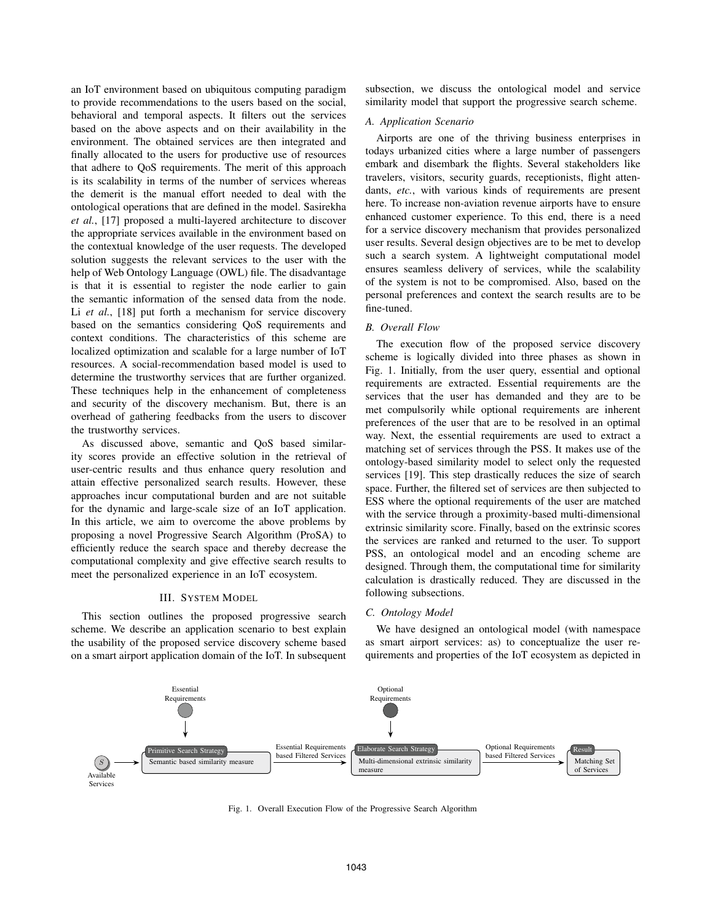an IoT environment based on ubiquitous computing paradigm to provide recommendations to the users based on the social, behavioral and temporal aspects. It filters out the services based on the above aspects and on their availability in the environment. The obtained services are then integrated and finally allocated to the users for productive use of resources that adhere to QoS requirements. The merit of this approach is its scalability in terms of the number of services whereas the demerit is the manual effort needed to deal with the ontological operations that are defined in the model. Sasirekha *et al.*, [17] proposed a multi-layered architecture to discover the appropriate services available in the environment based on the contextual knowledge of the user requests. The developed solution suggests the relevant services to the user with the help of Web Ontology Language (OWL) file. The disadvantage is that it is essential to register the node earlier to gain the semantic information of the sensed data from the node. Li *et al.*, [18] put forth a mechanism for service discovery based on the semantics considering QoS requirements and context conditions. The characteristics of this scheme are localized optimization and scalable for a large number of IoT resources. A social-recommendation based model is used to determine the trustworthy services that are further organized. These techniques help in the enhancement of completeness and security of the discovery mechanism. But, there is an overhead of gathering feedbacks from the users to discover the trustworthy services.

As discussed above, semantic and QoS based similarity scores provide an effective solution in the retrieval of user-centric results and thus enhance query resolution and attain effective personalized search results. However, these approaches incur computational burden and are not suitable for the dynamic and large-scale size of an IoT application. In this article, we aim to overcome the above problems by proposing a novel Progressive Search Algorithm (ProSA) to efficiently reduce the search space and thereby decrease the computational complexity and give effective search results to meet the personalized experience in an IoT ecosystem.

## III. System Model

This section outlines the proposed progressive search scheme. We describe an application scenario to best explain the usability of the proposed service discovery scheme based on a smart airport application domain of the IoT. In subsequent subsection, we discuss the ontological model and service similarity model that support the progressive search scheme.

### A. Application Scenario

Airports are one of the thriving business enterprises in todays urbanized cities where a large number of passengers embark and disembark the flights. Several stakeholders like travelers, visitors, security guards, receptionists, flight attendants, *etc.*, with various kinds of requirements are present here. To increase non-aviation revenue airports have to ensure enhanced customer experience. To this end, there is a need for a service discovery mechanism that provides personalized user results. Several design objectives are to be met to develop such a search system. A lightweight computational model ensures seamless delivery of services, while the scalability of the system is not to be compromised. Also, based on the personal preferences and context the search results are to be fine-tuned.

### B. Overall Flow

The execution flow of the proposed service discovery scheme is logically divided into three phases as shown in Fig. 1. Initially, from the user query, essential and optional requirements are extracted. Essential requirements are the services that the user has demanded and they are to be met compulsorily while optional requirements are inherent preferences of the user that are to be resolved in an optimal way. Next, the essential requirements are used to extract a matching set of services through the PSS. It makes use of the ontology-based similarity model to select only the requested services [19]. This step drastically reduces the size of search space. Further, the filtered set of services are then subjected to ESS where the optional requirements of the user are matched with the service through a proximity-based multi-dimensional extrinsic similarity score. Finally, based on the extrinsic scores the services are ranked and returned to the user. To support PSS, an ontological model and an encoding scheme are designed. Through them, the computational time for similarity calculation is drastically reduced. They are discussed in the following subsections.

### C. Ontology Model

We have designed an ontological model (with namespace as smart airport services: as) to conceptualize the user requirements and properties of the IoT ecosystem as depicted in

Essential Requirements → Primitive Search Strategy (Semantic based similarity measure); Optional Requirements → Elaborate Search Strategy (Multi-dimensional extrinsic similarity measure)

S (Available Services) → Primitive Search Strategy: Semantic based similarity measure → Essential Requirements based Filtered Services → Elaborate Search Strategy: Multi-dimensional extrinsic similarity measure → Optional Requirements based Filtered Services → Result: Matching Set of Services

Fig. 1. Overall Execution Flow of the Progressive Search Algorithm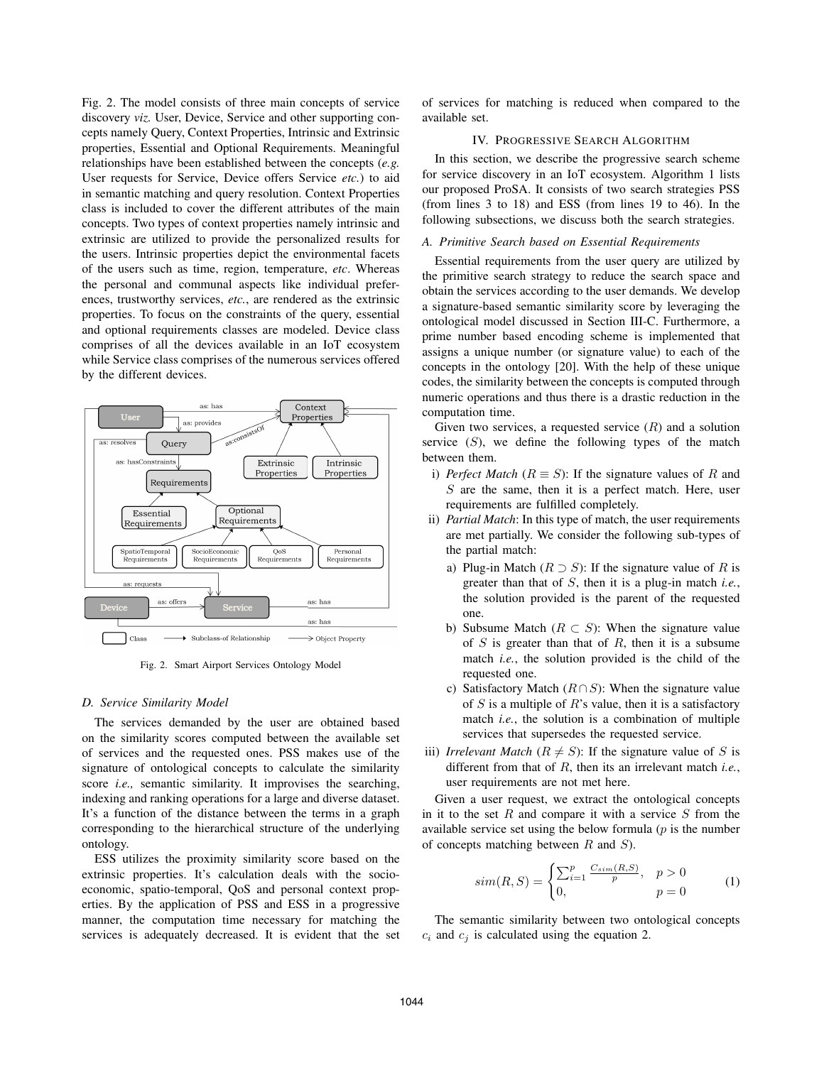Fig. 2. The model consists of three main concepts of service discovery *viz.* User, Device, Service and other supporting concepts namely Query, Context Properties, Intrinsic and Extrinsic properties, Essential and Optional Requirements. Meaningful relationships have been established between the concepts (*e.g.* User requests for Service, Device offers Service *etc.*) to aid in semantic matching and query resolution. Context Properties class is included to cover the different attributes of the main concepts. Two types of context properties namely intrinsic and extrinsic are utilized to provide the personalized results for the users. Intrinsic properties depict the environmental facets of the users such as time, region, temperature, *etc*. Whereas the personal and communal aspects like individual preferences, trustworthy services, *etc.*, are rendered as the extrinsic properties. To focus on the constraints of the query, essential and optional requirements classes are modeled. Device class comprises of all the devices available in an IoT ecosystem while Service class comprises of the numerous services offered by the different devices.

Fig. 2. Smart Airport Services Ontology Model

### D. Service Similarity Model

The services demanded by the user are obtained based on the similarity scores computed between the available set of services and the requested ones. PSS makes use of the signature of ontological concepts to calculate the similarity score *i.e.,* semantic similarity. It improvises the searching, indexing and ranking operations for a large and diverse dataset. It's a function of the distance between the terms in a graph corresponding to the hierarchical structure of the underlying ontology.

ESS utilizes the proximity similarity score based on the extrinsic properties. It's calculation deals with the socio-economic, spatio-temporal, QoS and personal context properties. By the application of PSS and ESS in a progressive manner, the computation time necessary for matching the services is adequately decreased. It is evident that the set of services for matching is reduced when compared to the available set.

## IV. Progressive Search Algorithm

In this section, we describe the progressive search scheme for service discovery in an IoT ecosystem. Algorithm 1 lists our proposed ProSA. It consists of two search strategies PSS (from lines 3 to 18) and ESS (from lines 19 to 46). In the following subsections, we discuss both the search strategies.

### A. Primitive Search based on Essential Requirements

Essential requirements from the user query are utilized by the primitive search strategy to reduce the search space and obtain the services according to the user demands. We develop a signature-based semantic similarity score by leveraging the ontological model discussed in Section III-C. Furthermore, a prime number based encoding scheme is implemented that assigns a unique number (or signature value) to each of the concepts in the ontology [20]. With the help of these unique codes, the similarity between the concepts is computed through numeric operations and thus there is a drastic reduction in the computation time.

Given two services, a requested service ($R$) and a solution service ($S$), we define the following types of the match between them.

i) *Perfect Match* ($R \equiv S$): If the signature values of $R$ and $S$ are the same, then it is a perfect match. Here, user requirements are fulfilled completely.

ii) *Partial Match*: In this type of match, the user requirements are met partially. We consider the following sub-types of the partial match:

   a) Plug-in Match ($R \supset S$): If the signature value of $R$ is greater than that of $S$, then it is a plug-in match *i.e.*, the solution provided is the parent of the requested one.

   b) Subsume Match ($R \subset S$): When the signature value of $S$ is greater than that of $R$, then it is a subsume match *i.e.*, the solution provided is the child of the requested one.

   c) Satisfactory Match ($R \cap S$): When the signature value of $S$ is a multiple of $R$'s value, then it is a satisfactory match *i.e.*, the solution is a combination of multiple services that supersedes the requested service.

iii) *Irrelevant Match* ($R \neq S$): If the signature value of $S$ is different from that of $R$, then its an irrelevant match *i.e.*, user requirements are not met here.

Given a user request, we extract the ontological concepts in it to the set $R$ and compare it with a service $S$ from the available service set using the below formula ($p$ is the number of concepts matching between $R$ and $S$).

$$sim(R, S) = \begin{cases} \sum_{i=1}^{p} \frac{C_{sim}(R,S)}{p}, & p > 0 \\ 0, & p = 0 \end{cases} \tag{1}$$

The semantic similarity between two ontological concepts $c_i$ and $c_j$ is calculated using the equation 2.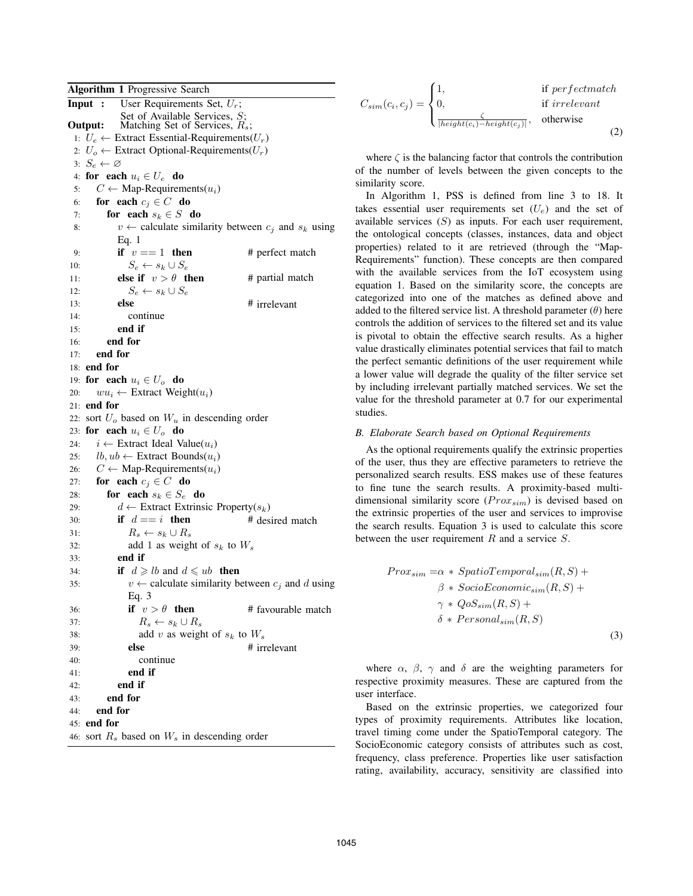**Algorithm 1** Progressive Search

```
Input :   User Requirements Set, U_r;
          Set of Available Services, S;
Output:   Matching Set of Services, R_s;
 1: U_e ← Extract Essential-Requirements(U_r)
 2: U_o ← Extract Optional-Requirements(U_r)
 3: S_e ← ∅
 4: for each u_i ∈ U_e do
 5:    C ← Map-Requirements(u_i)
 6:    for each c_j ∈ C do
 7:       for each s_k ∈ S do
 8:          v ← calculate similarity between c_j and s_k using
             Eq. 1
 9:          if v == 1 then                  # perfect match
10:             S_e ← s_k ∪ S_e
11:          else if v > θ then              # partial match
12:             S_e ← s_k ∪ S_e
13:          else                            # irrelevant
14:             continue
15:          end if
16:       end for
17:    end for
18: end for
19: for each u_i ∈ U_o do
20:    wu_i ← Extract Weight(u_i)
21: end for
22: sort U_o based on W_u in descending order
23: for each u_i ∈ U_o do
24:    i ← Extract Ideal Value(u_i)
25:    lb, ub ← Extract Bounds(u_i)
26:    C ← Map-Requirements(u_i)
27:    for each c_j ∈ C do
28:       for each s_k ∈ S_e do
29:          d ← Extract Extrinsic Property(s_k)
30:          if d == i then                  # desired match
31:             R_s ← s_k ∪ R_s
32:             add 1 as weight of s_k to W_s
33:          end if
34:          if d ⩾ lb and d ⩽ ub then
35:             v ← calculate similarity between c_j and d using
                Eq. 3
36:             if v > θ then                # favourable match
37:                R_s ← s_k ∪ R_s
38:                add v as weight of s_k to W_s
39:             else                         # irrelevant
40:                continue
41:             end if
42:          end if
43:       end for
44:    end for
45: end for
46: sort R_s based on W_s in descending order
```

$$C_{sim}(c_i, c_j) = \begin{cases} 1, & \text{if } perfectmatch \\ 0, & \text{if } irrelevant \\ \frac{\zeta}{|height(c_i) - height(c_j)|}, & \text{otherwise} \end{cases} \tag{2}$$

where $\zeta$ is the balancing factor that controls the contribution of the number of levels between the given concepts to the similarity score.

In Algorithm 1, PSS is defined from line 3 to 18. It takes essential user requirements set ($U_e$) and the set of available services ($S$) as inputs. For each user requirement, the ontological concepts (classes, instances, data and object properties) related to it are retrieved (through the "Map-Requirements" function). These concepts are then compared with the available services from the IoT ecosystem using equation 1. Based on the similarity score, the concepts are categorized into one of the matches as defined above and added to the filtered service list. A threshold parameter ($\theta$) here controls the addition of services to the filtered set and its value is pivotal to obtain the effective search results. As a higher value drastically eliminates potential services that fail to match the perfect semantic definitions of the user requirement while a lower value will degrade the quality of the filter service set by including irrelevant partially matched services. We set the value for the threshold parameter at 0.7 for our experimental studies.

### *B. Elaborate Search based on Optional Requirements*

As the optional requirements qualify the extrinsic properties of the user, thus they are effective parameters to retrieve the personalized search results. ESS makes use of these features to fine tune the search results. A proximity-based multi-dimensional similarity score ($Prox_{sim}$) is devised based on the extrinsic properties of the user and services to improvise the search results. Equation 3 is used to calculate this score between the user requirement $R$ and a service $S$.

$$\begin{aligned} Prox_{sim} = &\alpha * SpatioTemporal_{sim}(R, S) + \\ &\beta * SocioEconomic_{sim}(R, S) + \\ &\gamma * QoS_{sim}(R, S) + \\ &\delta * Personal_{sim}(R, S) \end{aligned} \tag{3}$$

where $\alpha$, $\beta$, $\gamma$ and $\delta$ are the weighting parameters for respective proximity measures. These are captured from the user interface.

Based on the extrinsic properties, we categorized four types of proximity requirements. Attributes like location, travel timing come under the SpatioTemporal category. The SocioEconomic category consists of attributes such as cost, frequency, class preference. Properties like user satisfaction rating, availability, accuracy, sensitivity are classified into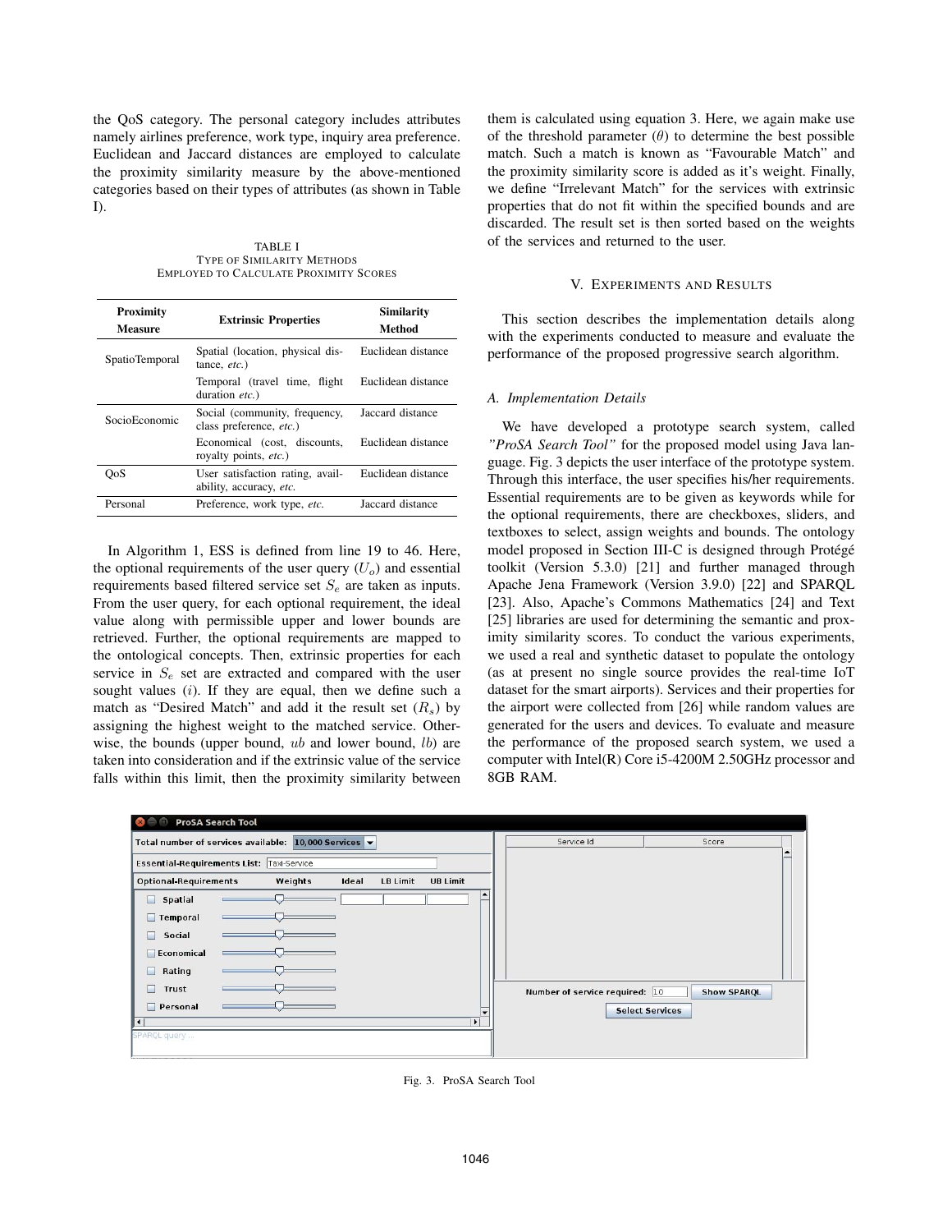the QoS category. The personal category includes attributes namely airlines preference, work type, inquiry area preference. Euclidean and Jaccard distances are employed to calculate the proximity similarity measure by the above-mentioned categories based on their types of attributes (as shown in Table I).

TABLE I
TYPE OF SIMILARITY METHODS
EMPLOYED TO CALCULATE PROXIMITY SCORES

| Proximity Measure | Extrinsic Properties | Similarity Method |
|---|---|---|
| SpatioTemporal | Spatial (location, physical distance, *etc.*) | Euclidean distance |
| | Temporal (travel time, flight duration *etc.*) | Euclidean distance |
| SocioEconomic | Social (community, frequency, class preference, *etc.*) | Jaccard distance |
| | Economical (cost, discounts, royalty points, *etc.*) | Euclidean distance |
| QoS | User satisfaction rating, availability, accuracy, *etc.* | Euclidean distance |
| Personal | Preference, work type, *etc.* | Jaccard distance |

In Algorithm 1, ESS is defined from line 19 to 46. Here, the optional requirements of the user query ($U_o$) and essential requirements based filtered service set $S_e$ are taken as inputs. From the user query, for each optional requirement, the ideal value along with permissible upper and lower bounds are retrieved. Further, the optional requirements are mapped to the ontological concepts. Then, extrinsic properties for each service in $S_e$ set are extracted and compared with the user sought values ($i$). If they are equal, then we define such a match as "Desired Match" and add it the result set ($R_s$) by assigning the highest weight to the matched service. Otherwise, the bounds (upper bound, $ub$ and lower bound, $lb$) are taken into consideration and if the extrinsic value of the service falls within this limit, then the proximity similarity between them is calculated using equation 3. Here, we again make use of the threshold parameter ($\theta$) to determine the best possible match. Such a match is known as "Favourable Match" and the proximity similarity score is added as it's weight. Finally, we define "Irrelevant Match" for the services with extrinsic properties that do not fit within the specified bounds and are discarded. The result set is then sorted based on the weights of the services and returned to the user.

## V. Experiments and Results

This section describes the implementation details along with the experiments conducted to measure and evaluate the performance of the proposed progressive search algorithm.

### A. Implementation Details

We have developed a prototype search system, called *"ProSA Search Tool"* for the proposed model using Java language. Fig. 3 depicts the user interface of the prototype system. Through this interface, the user specifies his/her requirements. Essential requirements are to be given as keywords while for the optional requirements, there are checkboxes, sliders, and textboxes to select, assign weights and bounds. The ontology model proposed in Section III-C is designed through Protégé toolkit (Version 5.3.0) [21] and further managed through Apache Jena Framework (Version 3.9.0) [22] and SPARQL [23]. Also, Apache's Commons Mathematics [24] and Text [25] libraries are used for determining the semantic and proximity similarity scores. To conduct the various experiments, we used a real and synthetic dataset to populate the ontology (as at present no single source provides the real-time IoT dataset for the smart airports). Services and their properties for the airport were collected from [26] while random values are generated for the users and devices. To evaluate and measure the performance of the proposed search system, we used a computer with Intel(R) Core i5-4200M 2.50GHz processor and 8GB RAM.

Fig. 3. ProSA Search Tool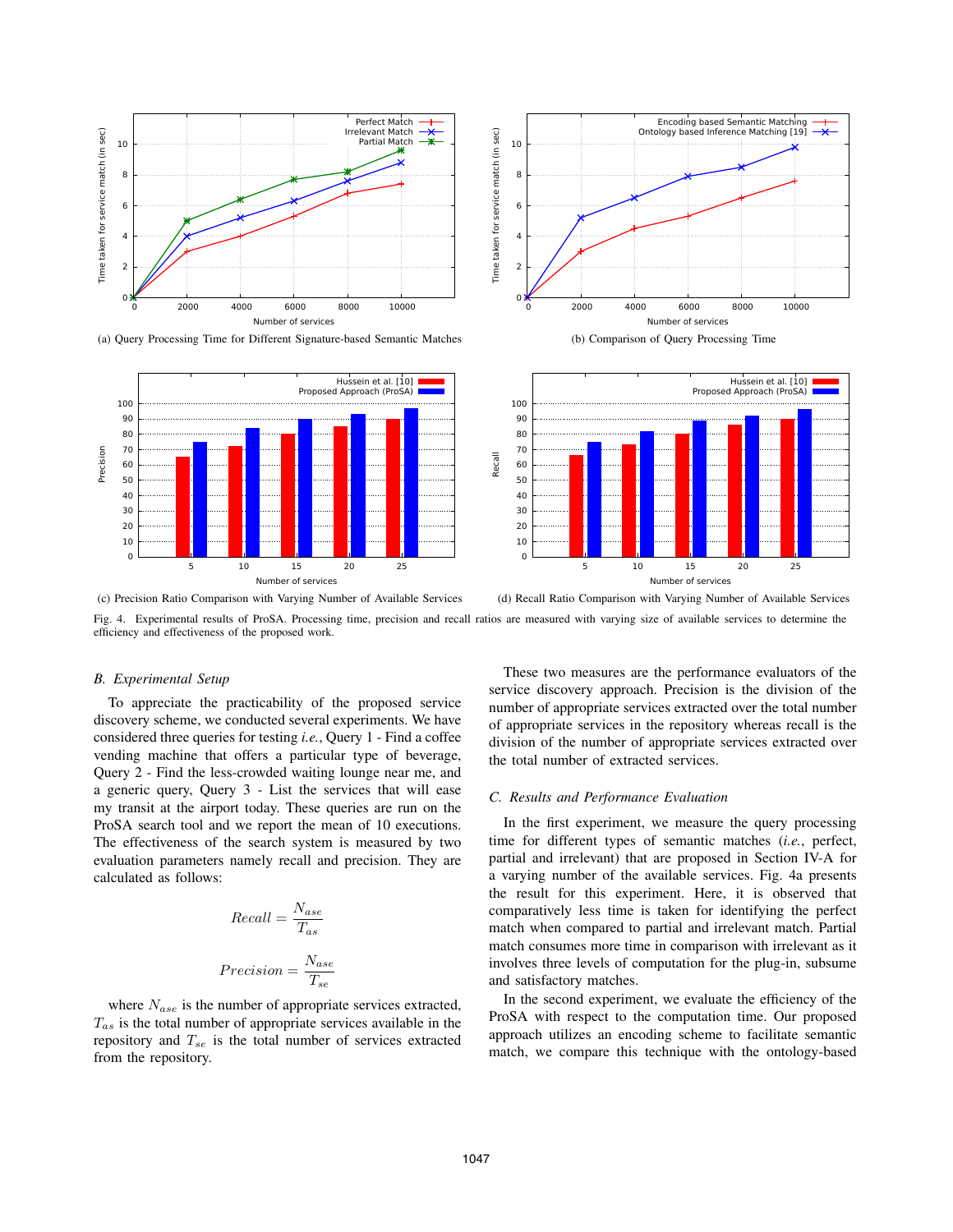(a) Query Processing Time for Different Signature-based Semantic Matches

(b) Comparison of Query Processing Time

(c) Precision Ratio Comparison with Varying Number of Available Services

(d) Recall Ratio Comparison with Varying Number of Available Services

Fig. 4. Experimental results of ProSA. Processing time, precision and recall ratios are measured with varying size of available services to determine the efficiency and effectiveness of the proposed work.

### B. Experimental Setup

To appreciate the practicability of the proposed service discovery scheme, we conducted several experiments. We have considered three queries for testing *i.e.*, Query 1 - Find a coffee vending machine that offers a particular type of beverage, Query 2 - Find the less-crowded waiting lounge near me, and a generic query, Query 3 - List the services that will ease my transit at the airport today. These queries are run on the ProSA search tool and we report the mean of 10 executions. The effectiveness of the search system is measured by two evaluation parameters namely recall and precision. They are calculated as follows:

$$Recall = \frac{N_{ase}}{T_{as}}$$

$$Precision = \frac{N_{ase}}{T_{se}}$$

where $N_{ase}$ is the number of appropriate services extracted, $T_{as}$ is the total number of appropriate services available in the repository and $T_{se}$ is the total number of services extracted from the repository.

These two measures are the performance evaluators of the service discovery approach. Precision is the division of the number of appropriate services extracted over the total number of appropriate services in the repository whereas recall is the division of the number of appropriate services extracted over the total number of extracted services.

### C. Results and Performance Evaluation

In the first experiment, we measure the query processing time for different types of semantic matches (*i.e.*, perfect, partial and irrelevant) that are proposed in Section IV-A for a varying number of the available services. Fig. 4a presents the result for this experiment. Here, it is observed that comparatively less time is taken for identifying the perfect match when compared to partial and irrelevant match. Partial match consumes more time in comparison with irrelevant as it involves three levels of computation for the plug-in, subsume and satisfactory matches.

In the second experiment, we evaluate the efficiency of the ProSA with respect to the computation time. Our proposed approach utilizes an encoding scheme to facilitate semantic match, we compare this technique with the ontology-based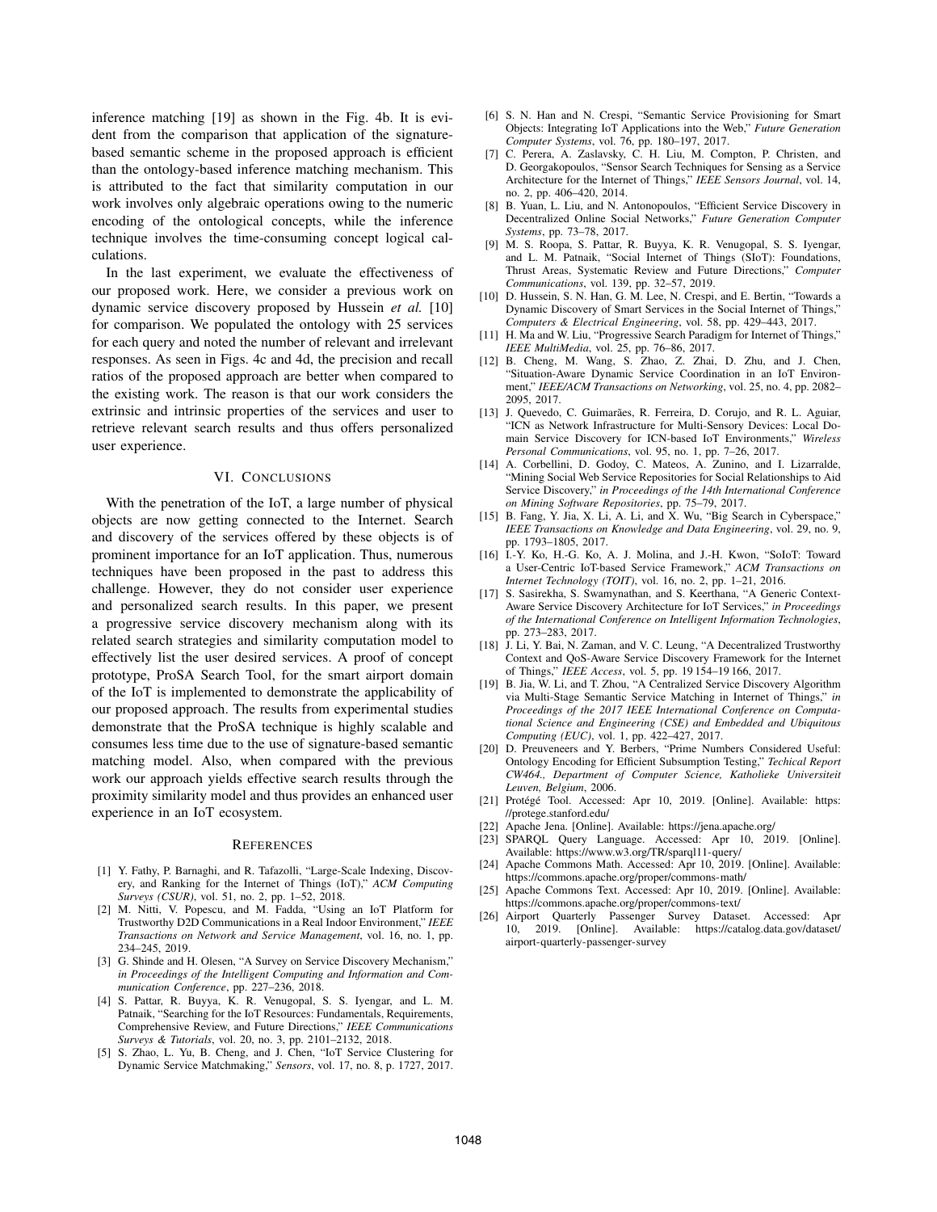inference matching [19] as shown in the Fig. 4b. It is evident from the comparison that application of the signature-based semantic scheme in the proposed approach is efficient than the ontology-based inference matching mechanism. This is attributed to the fact that similarity computation in our work involves only algebraic operations owing to the numeric encoding of the ontological concepts, while the inference technique involves the time-consuming concept logical calculations.

In the last experiment, we evaluate the effectiveness of our proposed work. Here, we consider a previous work on dynamic service discovery proposed by Hussein *et al.* [10] for comparison. We populated the ontology with 25 services for each query and noted the number of relevant and irrelevant responses. As seen in Figs. 4c and 4d, the precision and recall ratios of the proposed approach are better when compared to the existing work. The reason is that our work considers the extrinsic and intrinsic properties of the services and user to retrieve relevant search results and thus offers personalized user experience.

## VI. Conclusions

With the penetration of the IoT, a large number of physical objects are now getting connected to the Internet. Search and discovery of the services offered by these objects is of prominent importance for an IoT application. Thus, numerous techniques have been proposed in the past to address this challenge. However, they do not consider user experience and personalized search results. In this paper, we present a progressive service discovery mechanism along with its related search strategies and similarity computation model to effectively list the user desired services. A proof of concept prototype, ProSA Search Tool, for the smart airport domain of the IoT is implemented to demonstrate the applicability of our proposed approach. The results from experimental studies demonstrate that the ProSA technique is highly scalable and consumes less time due to the use of signature-based semantic matching model. Also, when compared with the previous work our approach yields effective search results through the proximity similarity model and thus provides an enhanced user experience in an IoT ecosystem.

## References

[1] Y. Fathy, P. Barnaghi, and R. Tafazolli, "Large-Scale Indexing, Discovery, and Ranking for the Internet of Things (IoT)," *ACM Computing Surveys (CSUR)*, vol. 51, no. 2, pp. 1–52, 2018.

[2] M. Nitti, V. Popescu, and M. Fadda, "Using an IoT Platform for Trustworthy D2D Communications in a Real Indoor Environment," *IEEE Transactions on Network and Service Management*, vol. 16, no. 1, pp. 234–245, 2019.

[3] G. Shinde and H. Olesen, "A Survey on Service Discovery Mechanism," *in Proceedings of the Intelligent Computing and Information and Communication Conference*, pp. 227–236, 2018.

[4] S. Pattar, R. Buyya, K. R. Venugopal, S. S. Iyengar, and L. M. Patnaik, "Searching for the IoT Resources: Fundamentals, Requirements, Comprehensive Review, and Future Directions," *IEEE Communications Surveys & Tutorials*, vol. 20, no. 3, pp. 2101–2132, 2018.

[5] S. Zhao, L. Yu, B. Cheng, and J. Chen, "IoT Service Clustering for Dynamic Service Matchmaking," *Sensors*, vol. 17, no. 8, p. 1727, 2017.

[6] S. N. Han and N. Crespi, "Semantic Service Provisioning for Smart Objects: Integrating IoT Applications into the Web," *Future Generation Computer Systems*, vol. 76, pp. 180–197, 2017.

[7] C. Perera, A. Zaslavsky, C. H. Liu, M. Compton, P. Christen, and D. Georgakopoulos, "Sensor Search Techniques for Sensing as a Service Architecture for the Internet of Things," *IEEE Sensors Journal*, vol. 14, no. 2, pp. 406–420, 2014.

[8] B. Yuan, L. Liu, and N. Antonopoulos, "Efficient Service Discovery in Decentralized Online Social Networks," *Future Generation Computer Systems*, pp. 73–78, 2017.

[9] M. S. Roopa, S. Pattar, R. Buyya, K. R. Venugopal, S. S. Iyengar, and L. M. Patnaik, "Social Internet of Things (SIoT): Foundations, Thrust Areas, Systematic Review and Future Directions," *Computer Communications*, vol. 139, pp. 32–57, 2019.

[10] D. Hussein, S. N. Han, G. M. Lee, N. Crespi, and E. Bertin, "Towards a Dynamic Discovery of Smart Services in the Social Internet of Things," *Computers & Electrical Engineering*, vol. 58, pp. 429–443, 2017.

[11] H. Ma and W. Liu, "Progressive Search Paradigm for Internet of Things," *IEEE MultiMedia*, vol. 25, pp. 76–86, 2017.

[12] B. Cheng, M. Wang, S. Zhao, Z. Zhai, D. Zhu, and J. Chen, "Situation-Aware Dynamic Service Coordination in an IoT Environment," *IEEE/ACM Transactions on Networking*, vol. 25, no. 4, pp. 2082–2095, 2017.

[13] J. Quevedo, C. Guimarães, R. Ferreira, D. Corujo, and R. L. Aguiar, "ICN as Network Infrastructure for Multi-Sensory Devices: Local Domain Service Discovery for ICN-based IoT Environments," *Wireless Personal Communications*, vol. 95, no. 1, pp. 7–26, 2017.

[14] A. Corbellini, D. Godoy, C. Mateos, A. Zunino, and I. Lizarralde, "Mining Social Web Service Repositories for Social Relationships to Aid Service Discovery," *in Proceedings of the 14th International Conference on Mining Software Repositories*, pp. 75–79, 2017.

[15] B. Fang, Y. Jia, X. Li, A. Li, and X. Wu, "Big Search in Cyberspace," *IEEE Transactions on Knowledge and Data Engineering*, vol. 29, no. 9, pp. 1793–1805, 2017.

[16] I.-Y. Ko, H.-G. Ko, A. J. Molina, and J.-H. Kwon, "SoIoT: Toward a User-Centric IoT-based Service Framework," *ACM Transactions on Internet Technology (TOIT)*, vol. 16, no. 2, pp. 1–21, 2016.

[17] S. Sasirekha, S. Swamynathan, and S. Keerthana, "A Generic Context-Aware Service Discovery Architecture for IoT Services," *in Proceedings of the International Conference on Intelligent Information Technologies*, pp. 273–283, 2017.

[18] J. Li, Y. Bai, N. Zaman, and V. C. Leung, "A Decentralized Trustworthy Context and QoS-Aware Service Discovery Framework for the Internet of Things," *IEEE Access*, vol. 5, pp. 19 154–19 166, 2017.

[19] B. Jia, W. Li, and T. Zhou, "A Centralized Service Discovery Algorithm via Multi-Stage Semantic Service Matching in Internet of Things," *in Proceedings of the 2017 IEEE International Conference on Computational Science and Engineering (CSE) and Embedded and Ubiquitous Computing (EUC)*, vol. 1, pp. 422–427, 2017.

[20] D. Preuveneers and Y. Berbers, "Prime Numbers Considered Useful: Ontology Encoding for Efficient Subsumption Testing," *Techical Report CW464., Department of Computer Science, Katholieke Universiteit Leuven, Belgium*, 2006.

[21] Protégé Tool. Accessed: Apr 10, 2019. [Online]. Available: https://protege.stanford.edu/

[22] Apache Jena. [Online]. Available: https://jena.apache.org/

[23] SPARQL Query Language. Accessed: Apr 10, 2019. [Online]. Available: https://www.w3.org/TR/sparql11-query/

[24] Apache Commons Math. Accessed: Apr 10, 2019. [Online]. Available: https://commons.apache.org/proper/commons-math/

[25] Apache Commons Text. Accessed: Apr 10, 2019. [Online]. Available: https://commons.apache.org/proper/commons-text/

[26] Airport Quarterly Passenger Survey Dataset. Accessed: Apr 10, 2019. [Online]. Available: https://catalog.data.gov/dataset/airport-quarterly-passenger-survey